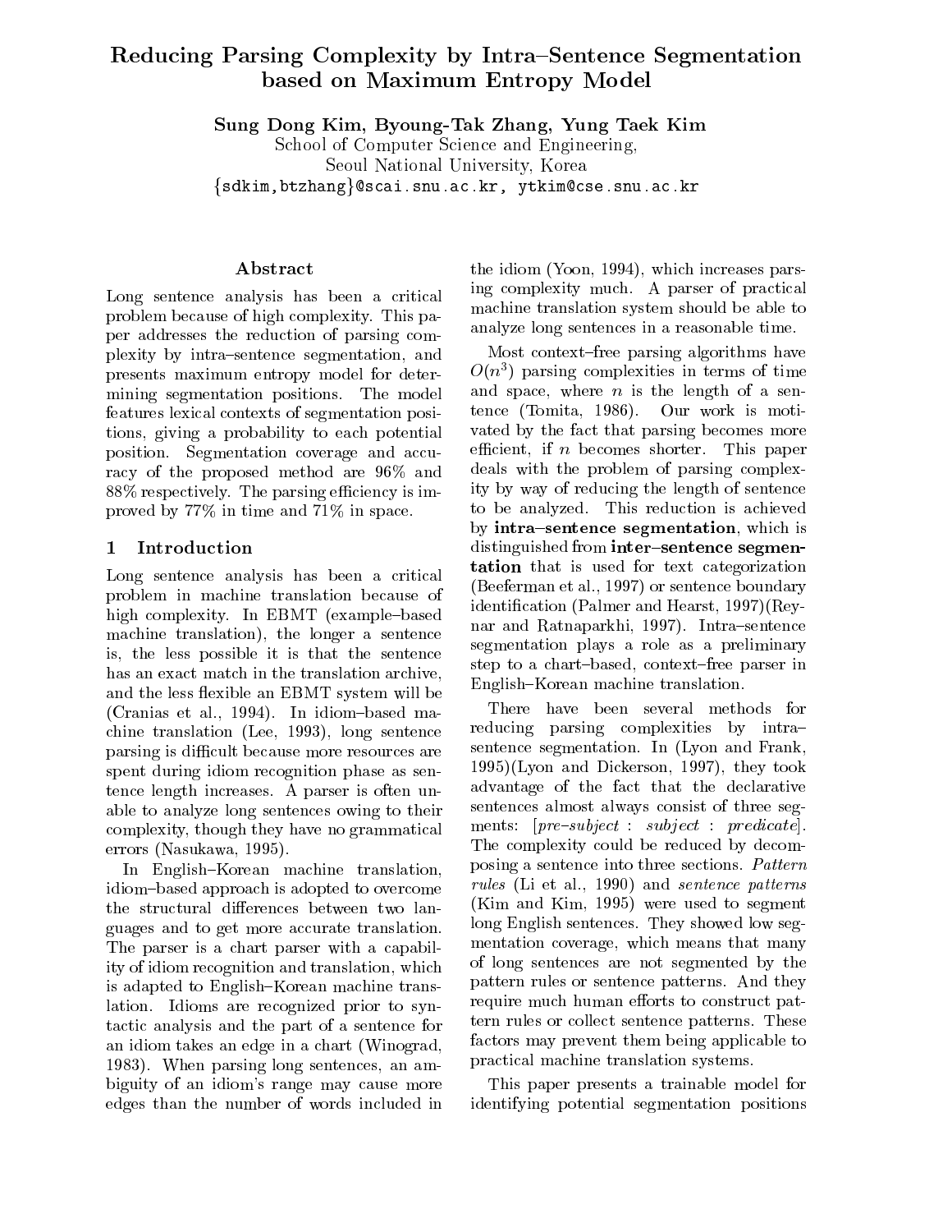# Reducing Parsing Complexity by Intra–Sentence Segmentation based on Maximum Entropy Model

**Sung Dong Kim, Byoung-Tak Zhang, Yung Taek Kim**

School of Computer Science and Engineering,
Seoul National University, Korea
{sdkim,btzhang}@scai.snu.ac.kr, ytkim@cse.snu.ac.kr

## Abstract

Long sentence analysis has been a critical problem because of high complexity. This paper addresses the reduction of parsing complexity by intra–sentence segmentation, and presents maximum entropy model for determining segmentation positions. The model features lexical contexts of segmentation positions, giving a probability to each potential position. Segmentation coverage and accuracy of the proposed method are 96% and 88% respectively. The parsing efficiency is improved by 77% in time and 71% in space.

## 1 Introduction

Long sentence analysis has been a critical problem in machine translation because of high complexity. In EBMT (example–based machine translation), the longer a sentence is, the less possible it is that the sentence has an exact match in the translation archive, and the less flexible an EBMT system will be (Cranias et al., 1994). In idiom–based machine translation (Lee, 1993), long sentence parsing is difficult because more resources are spent during idiom recognition phase as sentence length increases. A parser is often unable to analyze long sentences owing to their complexity, though they have no grammatical errors (Nasukawa, 1995).

In English–Korean machine translation, idiom–based approach is adopted to overcome the structural differences between two languages and to get more accurate translation. The parser is a chart parser with a capability of idiom recognition and translation, which is adapted to English–Korean machine translation. Idioms are recognized prior to syntactic analysis and the part of a sentence for an idiom takes an edge in a chart (Winograd, 1983). When parsing long sentences, an ambiguity of an idiom's range may cause more edges than the number of words included in the idiom (Yoon, 1994), which increases parsing complexity much. A parser of practical machine translation system should be able to analyze long sentences in a reasonable time.

Most context–free parsing algorithms have $O(n^3)$ parsing complexities in terms of time and space, where $n$ is the length of a sentence (Tomita, 1986). Our work is motivated by the fact that parsing becomes more efficient, if $n$ becomes shorter. This paper deals with the problem of parsing complexity by way of reducing the length of sentence to be analyzed. This reduction is achieved by **intra–sentence segmentation**, which is distinguished from **inter–sentence segmentation** that is used for text categorization (Beeferman et al., 1997) or sentence boundary identification (Palmer and Hearst, 1997)(Reynar and Ratnaparkhi, 1997). Intra–sentence segmentation plays a role as a preliminary step to a chart–based, context–free parser in English–Korean machine translation.

There have been several methods for reducing parsing complexities by intra–sentence segmentation. In (Lyon and Frank, 1995)(Lyon and Dickerson, 1997), they took advantage of the fact that the declarative sentences almost always consist of three segments: [*pre–subject* : *subject* : *predicate*]. The complexity could be reduced by decomposing a sentence into three sections. *Pattern rules* (Li et al., 1990) and *sentence patterns* (Kim and Kim, 1995) were used to segment long English sentences. They showed low segmentation coverage, which means that many of long sentences are not segmented by the pattern rules or sentence patterns. And they require much human efforts to construct pattern rules or collect sentence patterns. These factors may prevent them being applicable to practical machine translation systems.

This paper presents a trainable model for identifying potential segmentation positions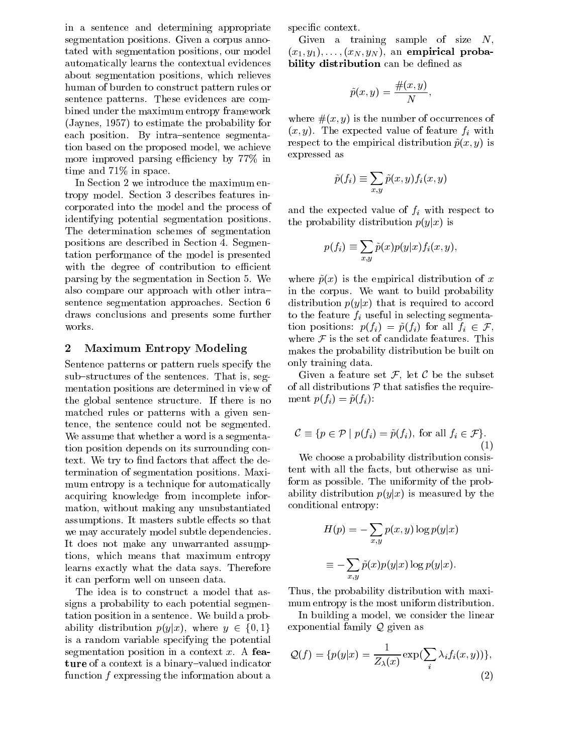in a sentence and determining appropriate segmentation positions. Given a corpus annotated with segmentation positions, our model automatically learns the contextual evidences about segmentation positions, which relieves human of burden to construct pattern rules or sentence patterns. These evidences are combined under the maximum entropy framework (Jaynes, 1957) to estimate the probability for each position. By intra–sentence segmentation based on the proposed model, we achieve more improved parsing efficiency by 77% in time and 71% in space.

In Section 2 we introduce the maximum entropy model. Section 3 describes features incorporated into the model and the process of identifying potential segmentation positions. The determination schemes of segmentation positions are described in Section 4. Segmentation performance of the model is presented with the degree of contribution to efficient parsing by the segmentation in Section 5. We also compare our approach with other intra–sentence segmentation approaches. Section 6 draws conclusions and presents some further works.

## 2 Maximum Entropy Modeling

Sentence patterns or pattern ruels specify the sub–structures of the sentences. That is, segmentation positions are determined in view of the global sentence structure. If there is no matched rules or patterns with a given sentence, the sentence could not be segmented. We assume that whether a word is a segmentation position depends on its surrounding context. We try to find factors that affect the determination of segmentation positions. Maximum entropy is a technique for automatically acquiring knowledge from incomplete information, without making any unsubstantiated assumptions. It masters subtle effects so that we may accurately model subtle dependencies. It does not make any unwarranted assumptions, which means that maximum entropy learns exactly what the data says. Therefore it can perform well on unseen data.

The idea is to construct a model that assigns a probability to each potential segmentation position in a sentence. We build a probability distribution $p(y|x)$, where $y \in \{0, 1\}$ is a random variable specifying the potential segmentation position in a context $x$. A **feature** of a context is a binary–valued indicator function $f$ expressing the information about a specific context.

Given a training sample of size $N$, $(x_1, y_1), \ldots, (x_N, y_N)$, an **empirical probability distribution** can be defined as

$$\tilde{p}(x, y) = \frac{\#(x, y)}{N},$$

where $\#(x, y)$ is the number of occurrences of $(x, y)$. The expected value of feature $f_i$ with respect to the empirical distribution $\tilde{p}(x, y)$ is expressed as

$$\tilde{p}(f_i) \equiv \sum_{x,y} \tilde{p}(x, y) f_i(x, y)$$

and the expected value of $f_i$ with respect to the probability distribution $p(y|x)$ is

$$p(f_i) \equiv \sum_{x,y} \tilde{p}(x) p(y|x) f_i(x, y),$$

where $\tilde{p}(x)$ is the empirical distribution of $x$ in the corpus. We want to build probability distribution $p(y|x)$ that is required to accord to the feature $f_i$ useful in selecting segmentation positions: $p(f_i) = \tilde{p}(f_i)$ for all $f_i \in \mathcal{F}$, where $\mathcal{F}$ is the set of candidate features. This makes the probability distribution be built on only training data.

Given a feature set $\mathcal{F}$, let $\mathcal{C}$ be the subset of all distributions $\mathcal{P}$ that satisfies the requirement $p(f_i) = \tilde{p}(f_i)$:

$$\mathcal{C} \equiv \{p \in \mathcal{P} \mid p(f_i) = \tilde{p}(f_i), \text{ for all } f_i \in \mathcal{F}\}. \quad (1)$$

We choose a probability distribution consistent with all the facts, but otherwise as uniform as possible. The uniformity of the probability distribution $p(y|x)$ is measured by the conditional entropy:

$$H(p) = -\sum_{x,y} p(x, y) \log p(y|x)$$

$$\equiv -\sum_{x,y} \tilde{p}(x) p(y|x) \log p(y|x).$$

Thus, the probability distribution with maximum entropy is the most uniform distribution.

In building a model, we consider the linear exponential family $\mathcal{Q}$ given as

$$\mathcal{Q}(f) = \{p(y|x) = \frac{1}{Z_\lambda(x)} \exp(\sum_i \lambda_i f_i(x, y))\}, \quad (2)$$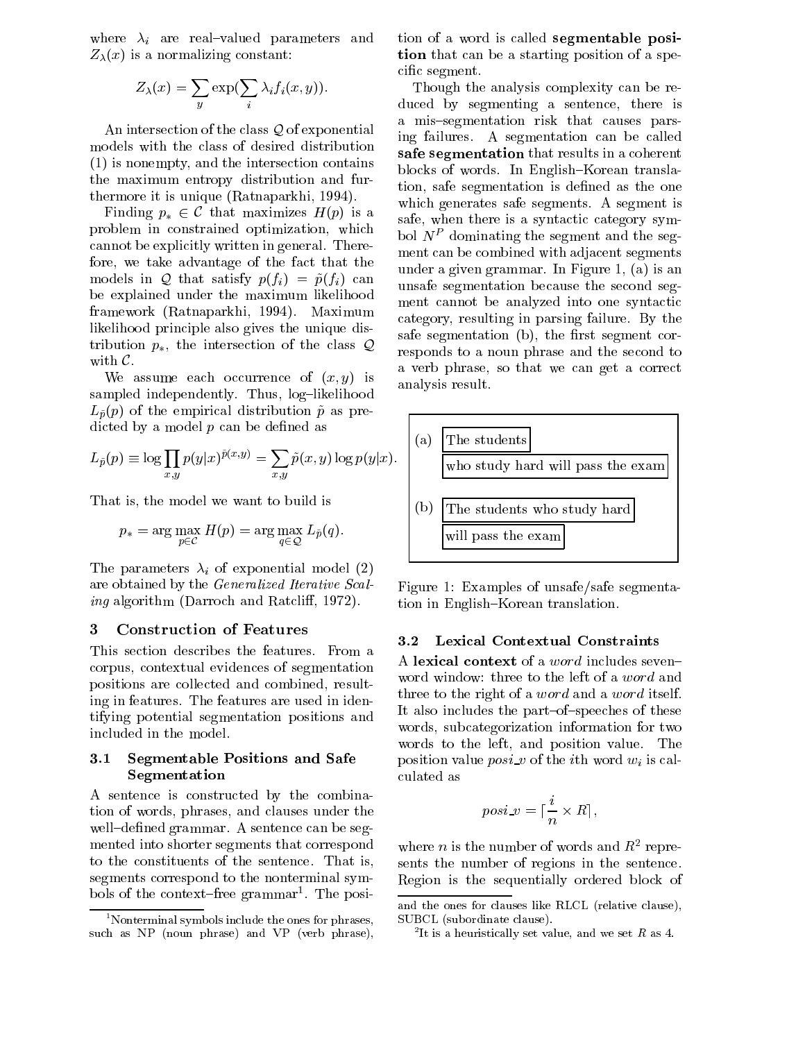where $\lambda_i$ are real–valued parameters and $Z_\lambda(x)$ is a normalizing constant:

$$Z_\lambda(x) = \sum_y \exp(\sum_i \lambda_i f_i(x, y)).$$

An intersection of the class $\mathcal{Q}$ of exponential models with the class of desired distribution (1) is nonempty, and the intersection contains the maximum entropy distribution and furthermore it is unique (Ratnaparkhi, 1994).

Finding $p_* \in \mathcal{C}$ that maximizes $H(p)$ is a problem in constrained optimization, which cannot be explicitly written in general. Therefore, we take advantage of the fact that the models in $\mathcal{Q}$ that satisfy $p(f_i) = \tilde{p}(f_i)$ can be explained under the maximum likelihood framework (Ratnaparkhi, 1994). Maximum likelihood principle also gives the unique distribution $p_*$, the intersection of the class $\mathcal{Q}$ with $\mathcal{C}$.

We assume each occurrence of $(x, y)$ is sampled independently. Thus, log–likelihood $L_{\tilde{p}}(p)$ of the empirical distribution $\tilde{p}$ as predicted by a model $p$ can be defined as

$$L_{\tilde{p}}(p) \equiv \log \prod_{x,y} p(y|x)^{\tilde{p}(x,y)} = \sum_{x,y} \tilde{p}(x, y) \log p(y|x).$$

That is, the model we want to build is

$$p_* = \arg\max_{p \in \mathcal{C}} H(p) = \arg\max_{q \in \mathcal{Q}} L_{\tilde{p}}(q).$$

The parameters $\lambda_i$ of exponential model (2) are obtained by the *Generalized Iterative Scaling* algorithm (Darroch and Ratcliff, 1972).

## 3 Construction of Features

This section describes the features. From a corpus, contextual evidences of segmentation positions are collected and combined, resulting in features. The features are used in identifying potential segmentation positions and included in the model.

### 3.1 Segmentable Positions and Safe Segmentation

A sentence is constructed by the combination of words, phrases, and clauses under the well–defined grammar. A sentence can be segmented into shorter segments that correspond to the constituents of the sentence. That is, segments correspond to the nonterminal symbols of the context–free grammar[1]. The position of a word is called **segmentable position** that can be a starting position of a specific segment.

Though the analysis complexity can be reduced by segmenting a sentence, there is a mis–segmentation risk that causes parsing failures. A segmentation can be called **safe segmentation** that results in a coherent blocks of words. In English–Korean translation, safe segmentation is defined as the one which generates safe segments. A segment is safe, when there is a syntactic category symbol $N^P$ dominating the segment and the segment can be combined with adjacent segments under a given grammar. In Figure 1, (a) is an unsafe segmentation because the second segment cannot be analyzed into one syntactic category, resulting in parsing failure. By the safe segmentation (b), the first segment corresponds to a noun phrase and the second to a verb phrase, so that we can get a correct analysis result.

(a) [The students] [who study hard will pass the exam]

(b) [The students who study hard] [will pass the exam]

Figure 1: Examples of unsafe/safe segmentation in English–Korean translation.

### 3.2 Lexical Contextual Constraints

A **lexical context** of a *word* includes seven–word window: three to the left of a *word* and three to the right of a *word* and a *word* itself. It also includes the part–of–speeches of these words, subcategorization information for two words to the left, and position value. The position value *posi_v* of the $i$th word $w_i$ is calculated as

$$posi\_v = \lceil \frac{i}{n} \times R \rceil,$$

where $n$ is the number of words and $R$[2] represents the number of regions in the sentence. Region is the sequentially ordered block of

[1] Nonterminal symbols include the ones for phrases, such as NP (noun phrase) and VP (verb phrase), and the ones for clauses like RLCL (relative clause), SUBCL (subordinate clause).

[2] It is a heuristically set value, and we set $R$ as 4.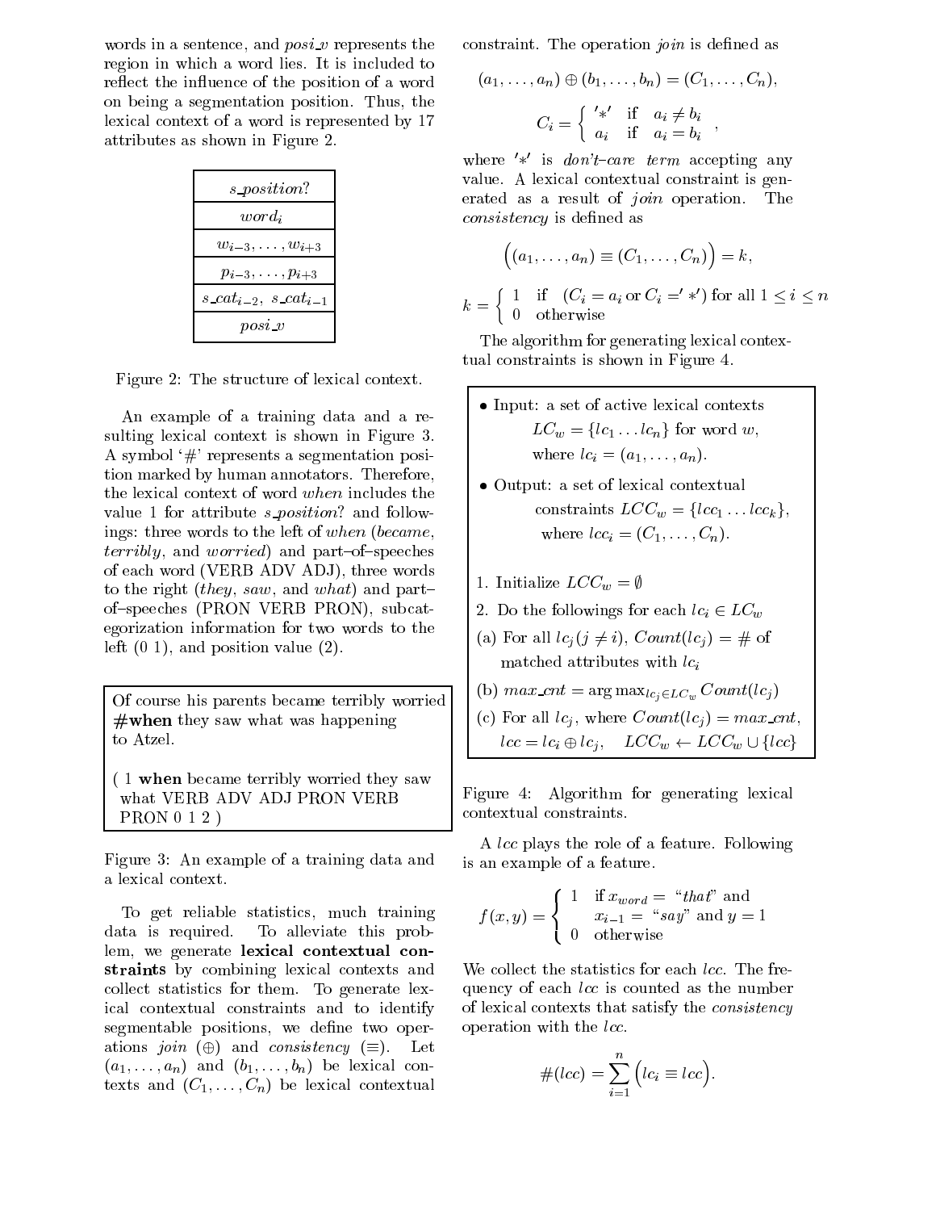words in a sentence, and *posi_v* represents the region in which a word lies. It is included to reflect the influence of the position of a word on being a segmentation position. Thus, the lexical context of a word is represented by 17 attributes as shown in Figure 2.

| |
|---|
| *s_position?* |
| $word_i$ |
| $w_{i-3}, \ldots, w_{i+3}$ |
| $p_{i-3}, \ldots, p_{i+3}$ |
| $s\_cat_{i-2},\ s\_cat_{i-1}$ |
| *posi_v* |

Figure 2: The structure of lexical context.

An example of a training data and a resulting lexical context is shown in Figure 3. A symbol '#' represents a segmentation position marked by human annotators. Therefore, the lexical context of word *when* includes the value 1 for attribute *s_position?* and followings: three words to the left of *when* (*became*, *terribly*, and *worried*) and part–of–speeches of each word (VERB ADV ADJ), three words to the right (*they*, *saw*, and *what*) and part–of–speeches (PRON VERB PRON), subcategorization information for two words to the left (0 1), and position value (2).

> Of course his parents became terribly worried **#when** they saw what was happening to Atzel.
>
> ( 1 **when** became terribly worried they saw what VERB ADV ADJ PRON VERB PRON 0 1 2 )

Figure 3: An example of a training data and a lexical context.

To get reliable statistics, much training data is required. To alleviate this problem, we generate **lexical contextual constraints** by combining lexical contexts and collect statistics for them. To generate lexical contextual constraints and to identify segmentable positions, we define two operations *join* ($\oplus$) and *consistency* ($\equiv$). Let $(a_1, \ldots, a_n)$ and $(b_1, \ldots, b_n)$ be lexical contexts and $(C_1, \ldots, C_n)$ be lexical contextual constraint. The operation *join* is defined as

$$(a_1, \ldots, a_n) \oplus (b_1, \ldots, b_n) = (C_1, \ldots, C_n),$$

$$C_i = \begin{cases} '*' & \text{if} \quad a_i \neq b_i \\ a_i & \text{if} \quad a_i = b_i \end{cases},$$

where $'*'$ is *don't–care term* accepting any value. A lexical contextual constraint is generated as a result of *join* operation. The *consistency* is defined as

$$\Big((a_1, \ldots, a_n) \equiv (C_1, \ldots, C_n)\Big) = k,$$

$$k = \begin{cases} 1 & \text{if} \quad (C_i = a_i \text{ or } C_i =' *') \text{ for all } 1 \leq i \leq n \\ 0 & \text{otherwise} \end{cases}$$

The algorithm for generating lexical contextual constraints is shown in Figure 4.

> - Input: a set of active lexical contexts $LC_w = \{lc_1 \ldots lc_n\}$ for word $w$, where $lc_i = (a_1, \ldots, a_n)$.
> - Output: a set of lexical contextual constraints $LCC_w = \{lcc_1 \ldots lcc_k\}$, where $lcc_i = (C_1, \ldots, C_n)$.
>
> 1. Initialize $LCC_w = \emptyset$
> 2. Do the followings for each $lc_i \in LC_w$
>    (a) For all $lc_j (j \neq i)$, $Count(lc_j)$ = # of matched attributes with $lc_i$
>    (b) $max\_cnt = \arg\max_{lc_j \in LC_w} Count(lc_j)$
>    (c) For all $lc_j$, where $Count(lc_j) = max\_cnt$, $lcc = lc_i \oplus lc_j$, $\quad LCC_w \leftarrow LCC_w \cup \{lcc\}$

Figure 4: Algorithm for generating lexical contextual constraints.

A *lcc* plays the role of a feature. Following is an example of a feature.

$$f(x,y) = \begin{cases} 1 & \text{if } x_{word} = \text{"}that\text{" and} \\ & x_{i-1} = \text{"}say\text{" and } y = 1 \\ 0 & \text{otherwise} \end{cases}$$

We collect the statistics for each *lcc*. The frequency of each *lcc* is counted as the number of lexical contexts that satisfy the *consistency* operation with the *lcc*.

$$\#(lcc) = \sum_{i=1}^{n} \Big(lc_i \equiv lcc\Big).$$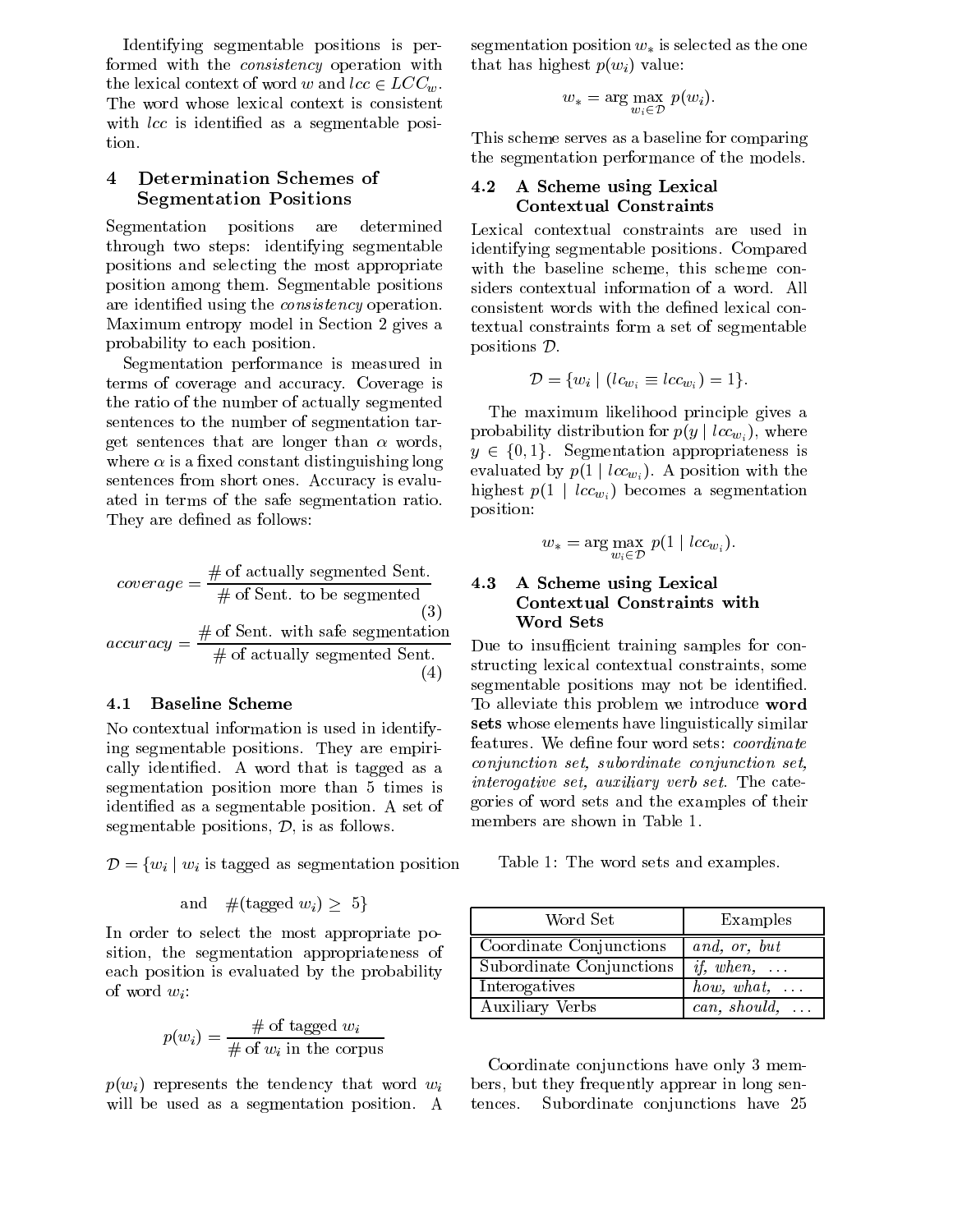Identifying segmentable positions is performed with the *consistency* operation with the lexical context of word $w$ and $lcc \in LCC_w$. The word whose lexical context is consistent with $lcc$ is identified as a segmentable position.

## 4 Determination Schemes of Segmentation Positions

Segmentation positions are determined through two steps: identifying segmentable positions and selecting the most appropriate position among them. Segmentable positions are identified using the *consistency* operation. Maximum entropy model in Section 2 gives a probability to each position.

Segmentation performance is measured in terms of coverage and accuracy. Coverage is the ratio of the number of actually segmented sentences to the number of segmentation target sentences that are longer than $\alpha$ words, where $\alpha$ is a fixed constant distinguishing long sentences from short ones. Accuracy is evaluated in terms of the safe segmentation ratio. They are defined as follows:

$$coverage = \frac{\text{\# of actually segmented Sent.}}{\text{\# of Sent. to be segmented}} \tag{3}$$

$$accuracy = \frac{\text{\# of Sent. with safe segmentation}}{\text{\# of actually segmented Sent.}} \tag{4}$$

### 4.1 Baseline Scheme

No contextual information is used in identifying segmentable positions. They are empirically identified. A word that is tagged as a segmentation position more than 5 times is identified as a segmentable position. A set of segmentable positions, $\mathcal{D}$, is as follows.

$$\mathcal{D} = \{w_i \mid w_i \text{ is tagged as segmentation position and } \#(\text{tagged } w_i) \geq 5\}$$

In order to select the most appropriate position, the segmentation appropriateness of each position is evaluated by the probability of word $w_i$:

$$p(w_i) = \frac{\text{\# of tagged } w_i}{\text{\# of } w_i \text{ in the corpus}}$$

$p(w_i)$ represents the tendency that word $w_i$ will be used as a segmentation position. A segmentation position $w_*$ is selected as the one that has highest $p(w_i)$ value:

$$w_* = \arg\max_{w_i \in \mathcal{D}} p(w_i).$$

This scheme serves as a baseline for comparing the segmentation performance of the models.

### 4.2 A Scheme using Lexical Contextual Constraints

Lexical contextual constraints are used in identifying segmentable positions. Compared with the baseline scheme, this scheme considers contextual information of a word. All consistent words with the defined lexical contextual constraints form a set of segmentable positions $\mathcal{D}$.

$$\mathcal{D} = \{w_i \mid (lc_{w_i} \equiv lcc_{w_i}) = 1\}.$$

The maximum likelihood principle gives a probability distribution for $p(y \mid lcc_{w_i})$, where $y \in \{0, 1\}$. Segmentation appropriateness is evaluated by $p(1 \mid lcc_{w_i})$. A position with the highest $p(1 \mid lcc_{w_i})$ becomes a segmentation position:

$$w_* = \arg\max_{w_i \in \mathcal{D}} p(1 \mid lcc_{w_i}).$$

### 4.3 A Scheme using Lexical Contextual Constraints with Word Sets

Due to insufficient training samples for constructing lexical contextual constraints, some segmentable positions may not be identified. To alleviate this problem we introduce **word sets** whose elements have linguistically similar features. We define four word sets: *coordinate conjunction set, subordinate conjunction set, interogative set, auxiliary verb set*. The categories of word sets and the examples of their members are shown in Table 1.

Table 1: The word sets and examples.

| Word Set | Examples |
|---|---|
| Coordinate Conjunctions | *and, or, but* |
| Subordinate Conjunctions | *if, when,* ... |
| Interogatives | *how, what,* ... |
| Auxiliary Verbs | *can, should,* ... |

Coordinate conjunctions have only 3 members, but they frequently apprear in long sentences. Subordinate conjunctions have 25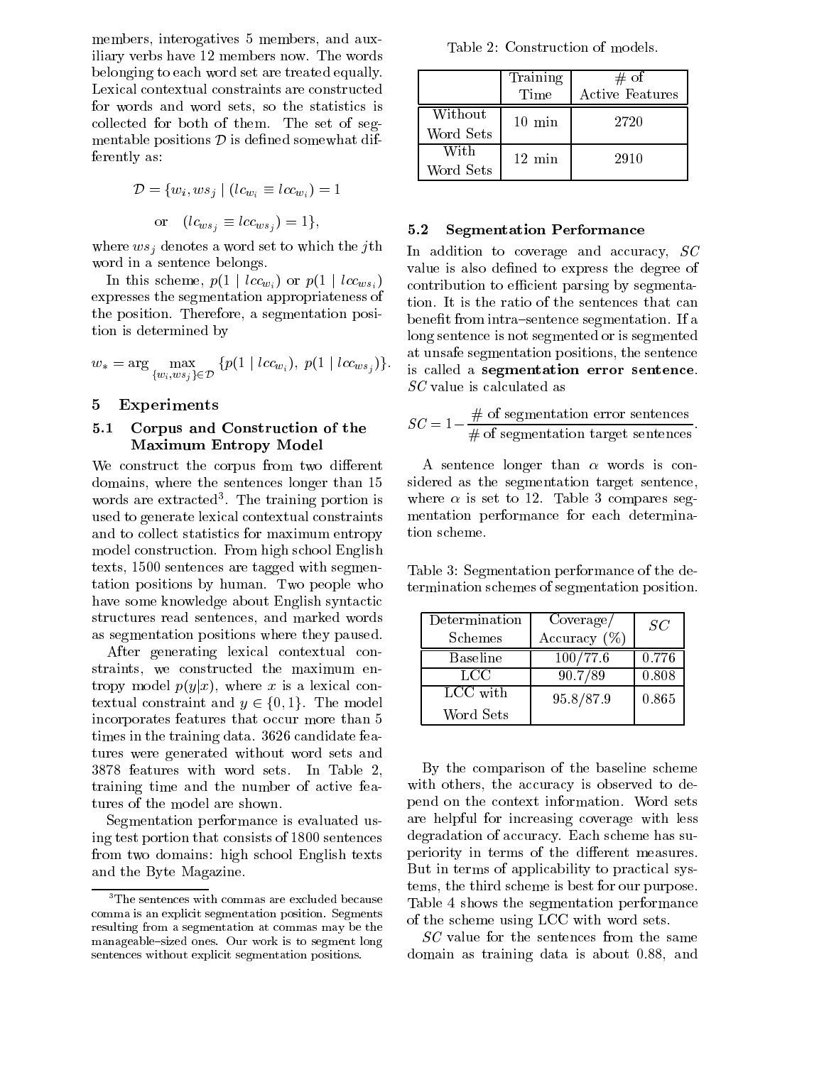members, interogatives 5 members, and auxiliary verbs have 12 members now. The words belonging to each word set are treated equally. Lexical contextual constraints are constructed for words and word sets, so the statistics is collected for both of them. The set of segmentable positions $\mathcal{D}$ is defined somewhat differently as:

$$\mathcal{D} = \{w_i, ws_j \mid (lc_{w_i} \equiv lcc_{w_i}) = 1$$

$$\text{or} \quad (lc_{ws_j} \equiv lcc_{ws_j}) = 1\},$$

where $ws_j$ denotes a word set to which the $j$th word in a sentence belongs.

In this scheme, $p(1 \mid lcc_{w_i})$ or $p(1 \mid lcc_{ws_i})$ expresses the segmentation appropriateness of the position. Therefore, a segmentation position is determined by

$$w_* = \arg \max_{\{w_i, ws_j\} \in \mathcal{D}} \{p(1 \mid lcc_{w_i}),\ p(1 \mid lcc_{ws_j})\}.$$

## 5 Experiments

### 5.1 Corpus and Construction of the Maximum Entropy Model

We construct the corpus from two different domains, where the sentences longer than 15 words are extracted[3]. The training portion is used to generate lexical contextual constraints and to collect statistics for maximum entropy model construction. From high school English texts, 1500 sentences are tagged with segmentation positions by human. Two people who have some knowledge about English syntactic structures read sentences, and marked words as segmentation positions where they paused.

After generating lexical contextual constraints, we constructed the maximum entropy model $p(y|x)$, where $x$ is a lexical contextual constraint and $y \in \{0, 1\}$. The model incorporates features that occur more than 5 times in the training data. 3626 candidate features were generated without word sets and 3878 features with word sets. In Table 2, training time and the number of active features of the model are shown.

Segmentation performance is evaluated using test portion that consists of 1800 sentences from two domains: high school English texts and the Byte Magazine.

[3]The sentences with commas are excluded because comma is an explicit segmentation position. Segments resulting from a segmentation at commas may be the manageable–sized ones. Our work is to segment long sentences without explicit segmentation positions.

Table 2: Construction of models.

| | Training Time | # of Active Features |
|---|---|---|
| Without Word Sets | 10 min | 2720 |
| With Word Sets | 12 min | 2910 |

### 5.2 Segmentation Performance

In addition to coverage and accuracy, *SC* value is also defined to express the degree of contribution to efficient parsing by segmentation. It is the ratio of the sentences that can benefit from intra–sentence segmentation. If a long sentence is not segmented or is segmented at unsafe segmentation positions, the sentence is called a **segmentation error sentence**. *SC* value is calculated as

$$SC = 1 - \frac{\#\text{ of segmentation error sentences}}{\#\text{ of segmentation target sentences}}.$$

A sentence longer than $\alpha$ words is considered as the segmentation target sentence, where $\alpha$ is set to 12. Table 3 compares segmentation performance for each determination scheme.

Table 3: Segmentation performance of the determination schemes of segmentation position.

| Determination Schemes | Coverage/ Accuracy (%) | *SC* |
|---|---|---|
| Baseline | 100/77.6 | 0.776 |
| LCC | 90.7/89 | 0.808 |
| LCC with Word Sets | 95.8/87.9 | 0.865 |

By the comparison of the baseline scheme with others, the accuracy is observed to depend on the context information. Word sets are helpful for increasing coverage with less degradation of accuracy. Each scheme has superiority in terms of the different measures. But in terms of applicability to practical systems, the third scheme is best for our purpose. Table 4 shows the segmentation performance of the scheme using LCC with word sets.

*SC* value for the sentences from the same domain as training data is about 0.88, and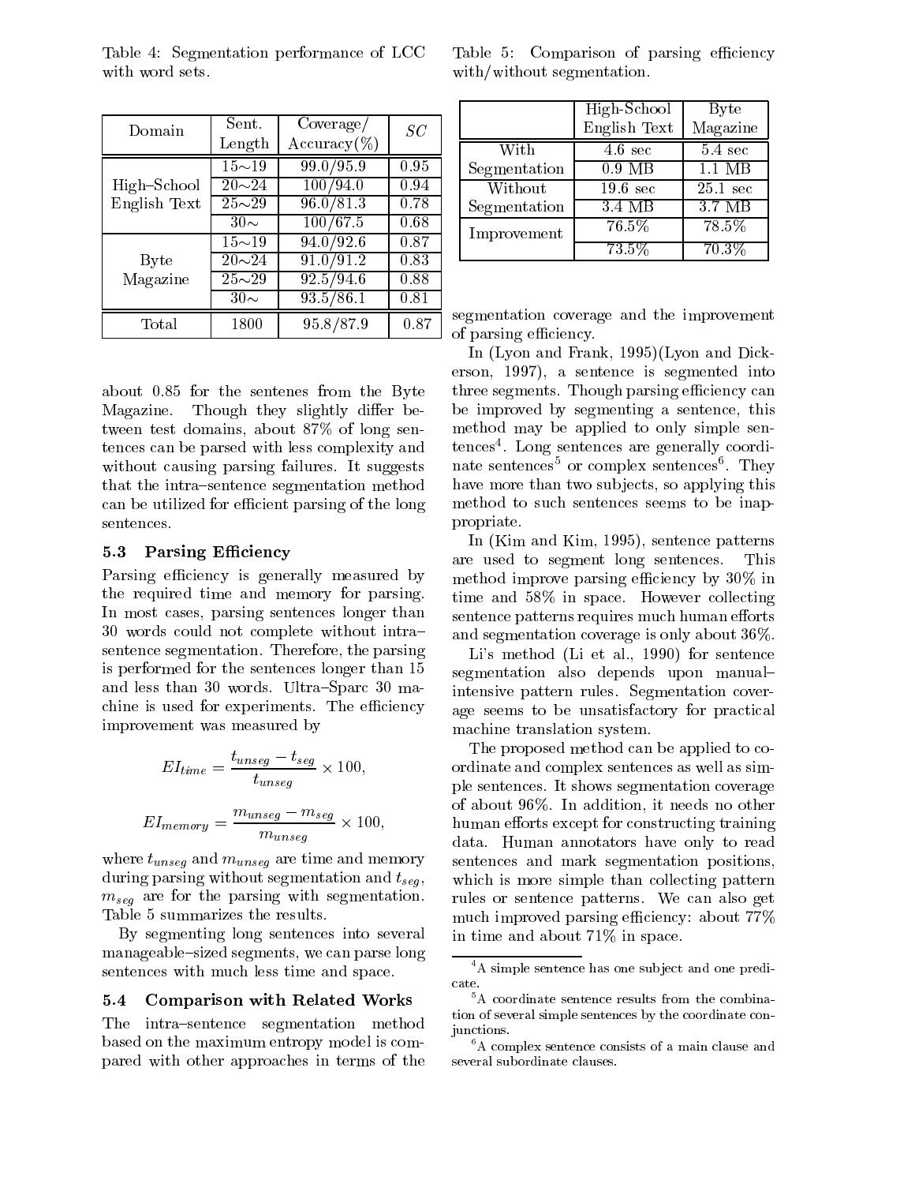Table 4: Segmentation performance of LCC with word sets.

| Domain | Sent. Length | Coverage/ Accuracy(%) | *SC* |
|---|---|---|---|
| High–School English Text | 15∼19 | 99.0/95.9 | 0.95 |
| | 20∼24 | 100/94.0 | 0.94 |
| | 25∼29 | 96.0/81.3 | 0.78 |
| | 30∼ | 100/67.5 | 0.68 |
| Byte Magazine | 15∼19 | 94.0/92.6 | 0.87 |
| | 20∼24 | 91.0/91.2 | 0.83 |
| | 25∼29 | 92.5/94.6 | 0.88 |
| | 30∼ | 93.5/86.1 | 0.81 |
| Total | 1800 | 95.8/87.9 | 0.87 |

about 0.85 for the sentenes from the Byte Magazine. Though they slightly differ between test domains, about 87% of long sentences can be parsed with less complexity and without causing parsing failures. It suggests that the intra–sentence segmentation method can be utilized for efficient parsing of the long sentences.

### 5.3 Parsing Efficiency

Parsing efficiency is generally measured by the required time and memory for parsing. In most cases, parsing sentences longer than 30 words could not complete without intra–sentence segmentation. Therefore, the parsing is performed for the sentences longer than 15 and less than 30 words. Ultra–Sparc 30 machine is used for experiments. The efficiency improvement was measured by

$$EI_{time} = \frac{t_{unseg} - t_{seg}}{t_{unseg}} \times 100,$$

$$EI_{memory} = \frac{m_{unseg} - m_{seg}}{m_{unseg}} \times 100,$$

where $t_{unseg}$ and $m_{unseg}$ are time and memory during parsing without segmentation and $t_{seg}$, $m_{seg}$ are for the parsing with segmentation. Table 5 summarizes the results.

By segmenting long sentences into several manageable–sized segments, we can parse long sentences with much less time and space.

### 5.4 Comparison with Related Works

The intra–sentence segmentation method based on the maximum entropy model is compared with other approaches in terms of the segmentation coverage and the improvement of parsing efficiency.

Table 5: Comparison of parsing efficiency with/without segmentation.

| | High-School English Text | Byte Magazine |
|---|---|---|
| With Segmentation | 4.6 sec | 5.4 sec |
| | 0.9 MB | 1.1 MB |
| Without Segmentation | 19.6 sec | 25.1 sec |
| | 3.4 MB | 3.7 MB |
| Improvement | 76.5% | 78.5% |
| | 73.5% | 70.3% |

In (Lyon and Frank, 1995)(Lyon and Dickerson, 1997), a sentence is segmented into three segments. Though parsing efficiency can be improved by segmenting a sentence, this method may be applied to only simple sentences[4]. Long sentences are generally coordinate sentences[5] or complex sentences[6]. They have more than two subjects, so applying this method to such sentences seems to be inappropriate.

In (Kim and Kim, 1995), sentence patterns are used to segment long sentences. This method improve parsing efficiency by 30% in time and 58% in space. However collecting sentence patterns requires much human efforts and segmentation coverage is only about 36%.

Li's method (Li et al., 1990) for sentence segmentation also depends upon manual–intensive pattern rules. Segmentation coverage seems to be unsatisfactory for practical machine translation system.

The proposed method can be applied to coordinate and complex sentences as well as simple sentences. It shows segmentation coverage of about 96%. In addition, it needs no other human efforts except for constructing training data. Human annotators have only to read sentences and mark segmentation positions, which is more simple than collecting pattern rules or sentence patterns. We can also get much improved parsing efficiency: about 77% in time and about 71% in space.

[4] A simple sentence has one subject and one predicate.

[5] A coordinate sentence results from the combination of several simple sentences by the coordinate conjunctions.

[6] A complex sentence consists of a main clause and several subordinate clauses.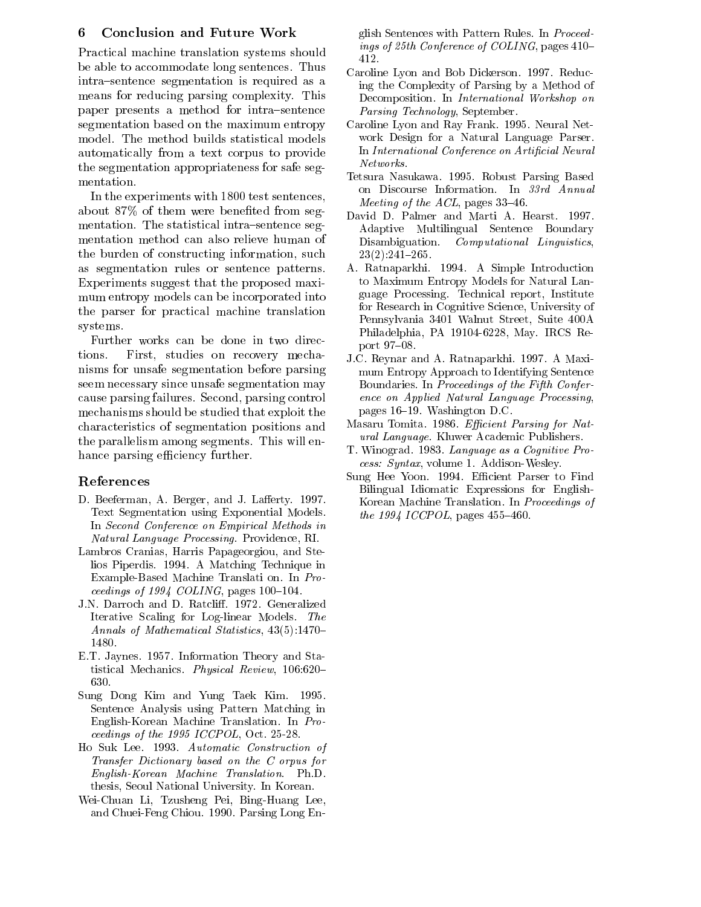## 6 Conclusion and Future Work

Practical machine translation systems should be able to accommodate long sentences. Thus intra–sentence segmentation is required as a means for reducing parsing complexity. This paper presents a method for intra–sentence segmentation based on the maximum entropy model. The method builds statistical models automatically from a text corpus to provide the segmentation appropriateness for safe segmentation.

In the experiments with 1800 test sentences, about 87% of them were benefited from segmentation. The statistical intra–sentence segmentation method can also relieve human of the burden of constructing information, such as segmentation rules or sentence patterns. Experiments suggest that the proposed maximum entropy models can be incorporated into the parser for practical machine translation systems.

Further works can be done in two directions. First, studies on recovery mechanisms for unsafe segmentation before parsing seem necessary since unsafe segmentation may cause parsing failures. Second, parsing control mechanisms should be studied that exploit the characteristics of segmentation positions and the parallelism among segments. This will enhance parsing efficiency further.

## References

D. Beeferman, A. Berger, and J. Lafferty. 1997. Text Segmentation using Exponential Models. In *Second Conference on Empirical Methods in Natural Language Processing*. Providence, RI.

Lambros Cranias, Harris Papageorgiou, and Stelios Piperdis. 1994. A Matching Technique in Example-Based Machine Translati on. In *Proceedings of 1994 COLING*, pages 100–104.

J.N. Darroch and D. Ratcliff. 1972. Generalized Iterative Scaling for Log-linear Models. *The Annals of Mathematical Statistics*, 43(5):1470–1480.

E.T. Jaynes. 1957. Information Theory and Statistical Mechanics. *Physical Review*, 106:620–630.

Sung Dong Kim and Yung Taek Kim. 1995. Sentence Analysis using Pattern Matching in English-Korean Machine Translation. In *Proceedings of the 1995 ICCPOL*, Oct. 25-28.

Ho Suk Lee. 1993. *Automatic Construction of Transfer Dictionary based on the C orpus for English-Korean Machine Translation*. Ph.D. thesis, Seoul National University. In Korean.

Wei-Chuan Li, Tzusheng Pei, Bing-Huang Lee, and Chuei-Feng Chiou. 1990. Parsing Long English Sentences with Pattern Rules. In *Proceedings of 25th Conference of COLING*, pages 410–412.

Caroline Lyon and Bob Dickerson. 1997. Reducing the Complexity of Parsing by a Method of Decomposition. In *International Workshop on Parsing Technology*, September.

Caroline Lyon and Ray Frank. 1995. Neural Network Design for a Natural Language Parser. In *International Conference on Artificial Neural Networks*.

Tetsura Nasukawa. 1995. Robust Parsing Based on Discourse Information. In *33rd Annual Meeting of the ACL*, pages 33–46.

David D. Palmer and Marti A. Hearst. 1997. Adaptive Multilingual Sentence Boundary Disambiguation. *Computational Linguistics*, 23(2):241–265.

A. Ratnaparkhi. 1994. A Simple Introduction to Maximum Entropy Models for Natural Language Processing. Technical report, Institute for Research in Cognitive Science, University of Pennsylvania 3401 Walnut Street, Suite 400A Philadelphia, PA 19104-6228, May. IRCS Report 97–08.

J.C. Reynar and A. Ratnaparkhi. 1997. A Maximum Entropy Approach to Identifying Sentence Boundaries. In *Proceedings of the Fifth Conference on Applied Natural Language Processing*, pages 16–19. Washington D.C.

Masaru Tomita. 1986. *Efficient Parsing for Natural Language*. Kluwer Academic Publishers.

T. Winograd. 1983. *Language as a Cognitive Process: Syntax*, volume 1. Addison-Wesley.

Sung Hee Yoon. 1994. Efficient Parser to Find Bilingual Idiomatic Expressions for English-Korean Machine Translation. In *Proceedings of the 1994 ICCPOL*, pages 455–460.